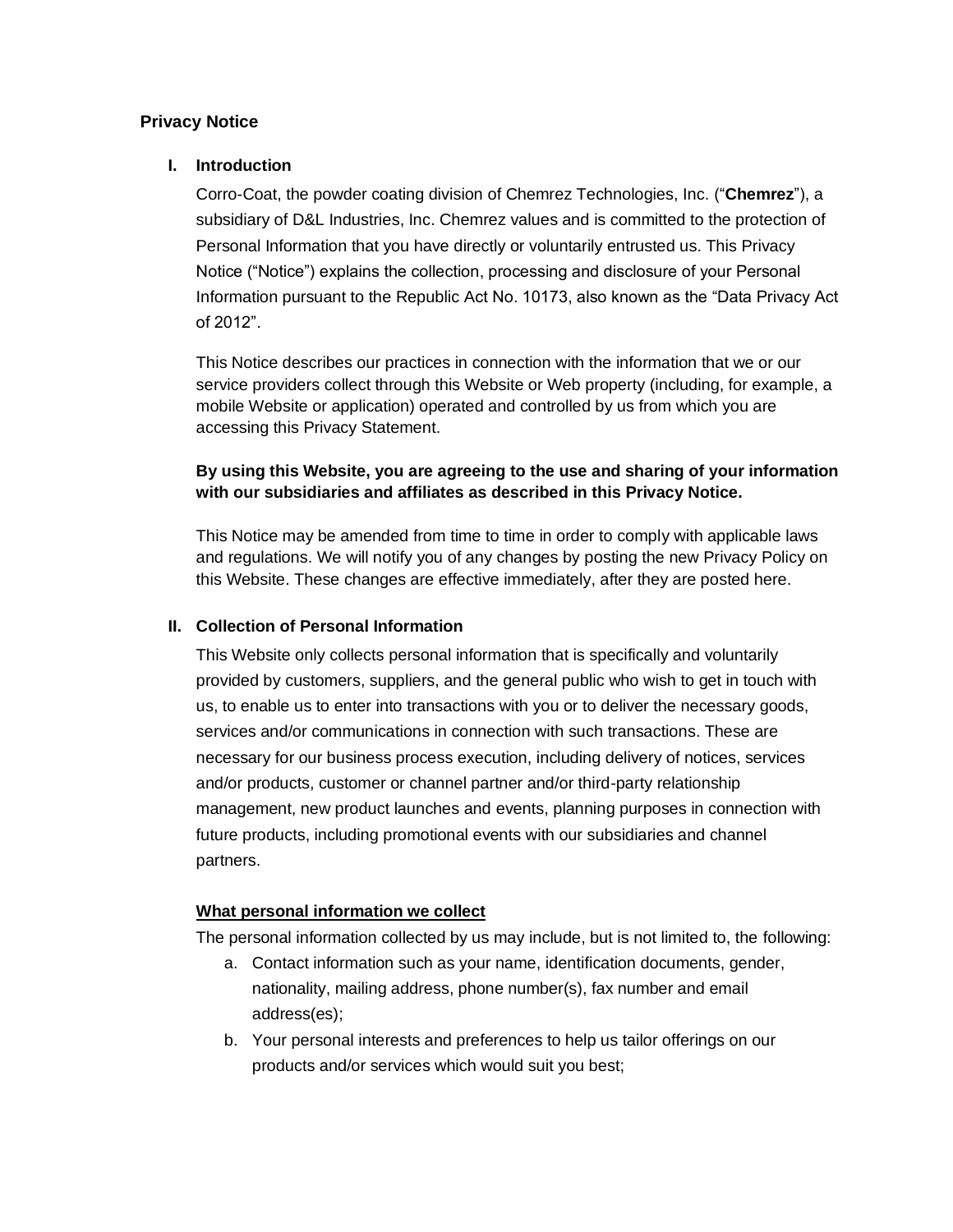# Privacy Notice

## I. Introduction

Corro-Coat, the powder coating division of Chemrez Technologies, Inc. ("**Chemrez**"), a subsidiary of D&L Industries, Inc. Chemrez values and is committed to the protection of Personal Information that you have directly or voluntarily entrusted us. This Privacy Notice ("Notice") explains the collection, processing and disclosure of your Personal Information pursuant to the Republic Act No. 10173, also known as the "Data Privacy Act of 2012".

This Notice describes our practices in connection with the information that we or our service providers collect through this Website or Web property (including, for example, a mobile Website or application) operated and controlled by us from which you are accessing this Privacy Statement.

**By using this Website, you are agreeing to the use and sharing of your information with our subsidiaries and affiliates as described in this Privacy Notice.**

This Notice may be amended from time to time in order to comply with applicable laws and regulations. We will notify you of any changes by posting the new Privacy Policy on this Website. These changes are effective immediately, after they are posted here.

## II. Collection of Personal Information

This Website only collects personal information that is specifically and voluntarily provided by customers, suppliers, and the general public who wish to get in touch with us, to enable us to enter into transactions with you or to deliver the necessary goods, services and/or communications in connection with such transactions. These are necessary for our business process execution, including delivery of notices, services and/or products, customer or channel partner and/or third-party relationship management, new product launches and events, planning purposes in connection with future products, including promotional events with our subsidiaries and channel partners.

<u>**What personal information we collect**</u>

The personal information collected by us may include, but is not limited to, the following:

a. Contact information such as your name, identification documents, gender, nationality, mailing address, phone number(s), fax number and email address(es);
b. Your personal interests and preferences to help us tailor offerings on our products and/or services which would suit you best;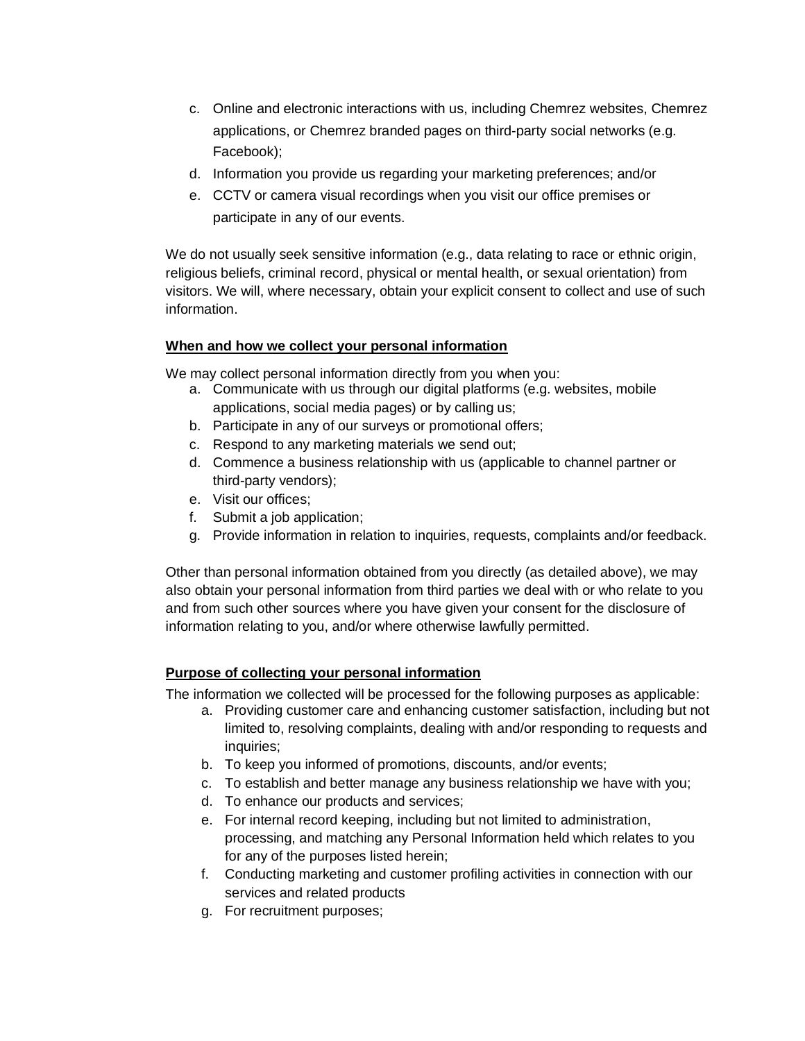c. Online and electronic interactions with us, including Chemrez websites, Chemrez applications, or Chemrez branded pages on third-party social networks (e.g. Facebook);
d. Information you provide us regarding your marketing preferences; and/or
e. CCTV or camera visual recordings when you visit our office premises or participate in any of our events.

We do not usually seek sensitive information (e.g., data relating to race or ethnic origin, religious beliefs, criminal record, physical or mental health, or sexual orientation) from visitors. We will, where necessary, obtain your explicit consent to collect and use of such information.

**When and how we collect your personal information**

We may collect personal information directly from you when you:

a. Communicate with us through our digital platforms (e.g. websites, mobile applications, social media pages) or by calling us;
b. Participate in any of our surveys or promotional offers;
c. Respond to any marketing materials we send out;
d. Commence a business relationship with us (applicable to channel partner or third-party vendors);
e. Visit our offices;
f. Submit a job application;
g. Provide information in relation to inquiries, requests, complaints and/or feedback.

Other than personal information obtained from you directly (as detailed above), we may also obtain your personal information from third parties we deal with or who relate to you and from such other sources where you have given your consent for the disclosure of information relating to you, and/or where otherwise lawfully permitted.

**Purpose of collecting your personal information**

The information we collected will be processed for the following purposes as applicable:

a. Providing customer care and enhancing customer satisfaction, including but not limited to, resolving complaints, dealing with and/or responding to requests and inquiries;
b. To keep you informed of promotions, discounts, and/or events;
c. To establish and better manage any business relationship we have with you;
d. To enhance our products and services;
e. For internal record keeping, including but not limited to administration, processing, and matching any Personal Information held which relates to you for any of the purposes listed herein;
f. Conducting marketing and customer profiling activities in connection with our services and related products
g. For recruitment purposes;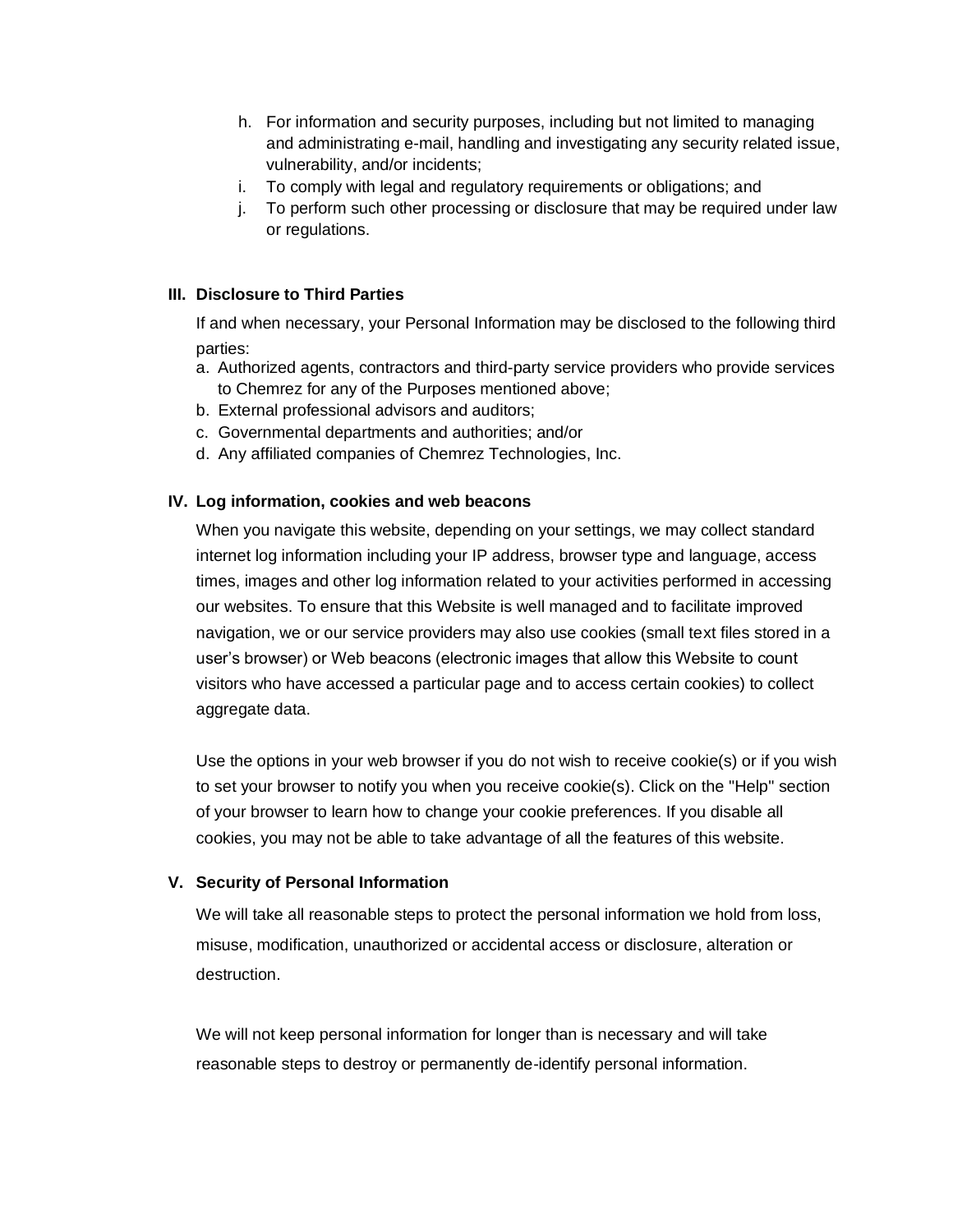h. For information and security purposes, including but not limited to managing and administrating e-mail, handling and investigating any security related issue, vulnerability, and/or incidents;
i. To comply with legal and regulatory requirements or obligations; and
j. To perform such other processing or disclosure that may be required under law or regulations.

### III. Disclosure to Third Parties

If and when necessary, your Personal Information may be disclosed to the following third parties:

a. Authorized agents, contractors and third-party service providers who provide services to Chemrez for any of the Purposes mentioned above;
b. External professional advisors and auditors;
c. Governmental departments and authorities; and/or
d. Any affiliated companies of Chemrez Technologies, Inc.

### IV. Log information, cookies and web beacons

When you navigate this website, depending on your settings, we may collect standard internet log information including your IP address, browser type and language, access times, images and other log information related to your activities performed in accessing our websites. To ensure that this Website is well managed and to facilitate improved navigation, we or our service providers may also use cookies (small text files stored in a user's browser) or Web beacons (electronic images that allow this Website to count visitors who have accessed a particular page and to access certain cookies) to collect aggregate data.

Use the options in your web browser if you do not wish to receive cookie(s) or if you wish to set your browser to notify you when you receive cookie(s). Click on the "Help" section of your browser to learn how to change your cookie preferences. If you disable all cookies, you may not be able to take advantage of all the features of this website.

### V. Security of Personal Information

We will take all reasonable steps to protect the personal information we hold from loss, misuse, modification, unauthorized or accidental access or disclosure, alteration or destruction.

We will not keep personal information for longer than is necessary and will take reasonable steps to destroy or permanently de-identify personal information.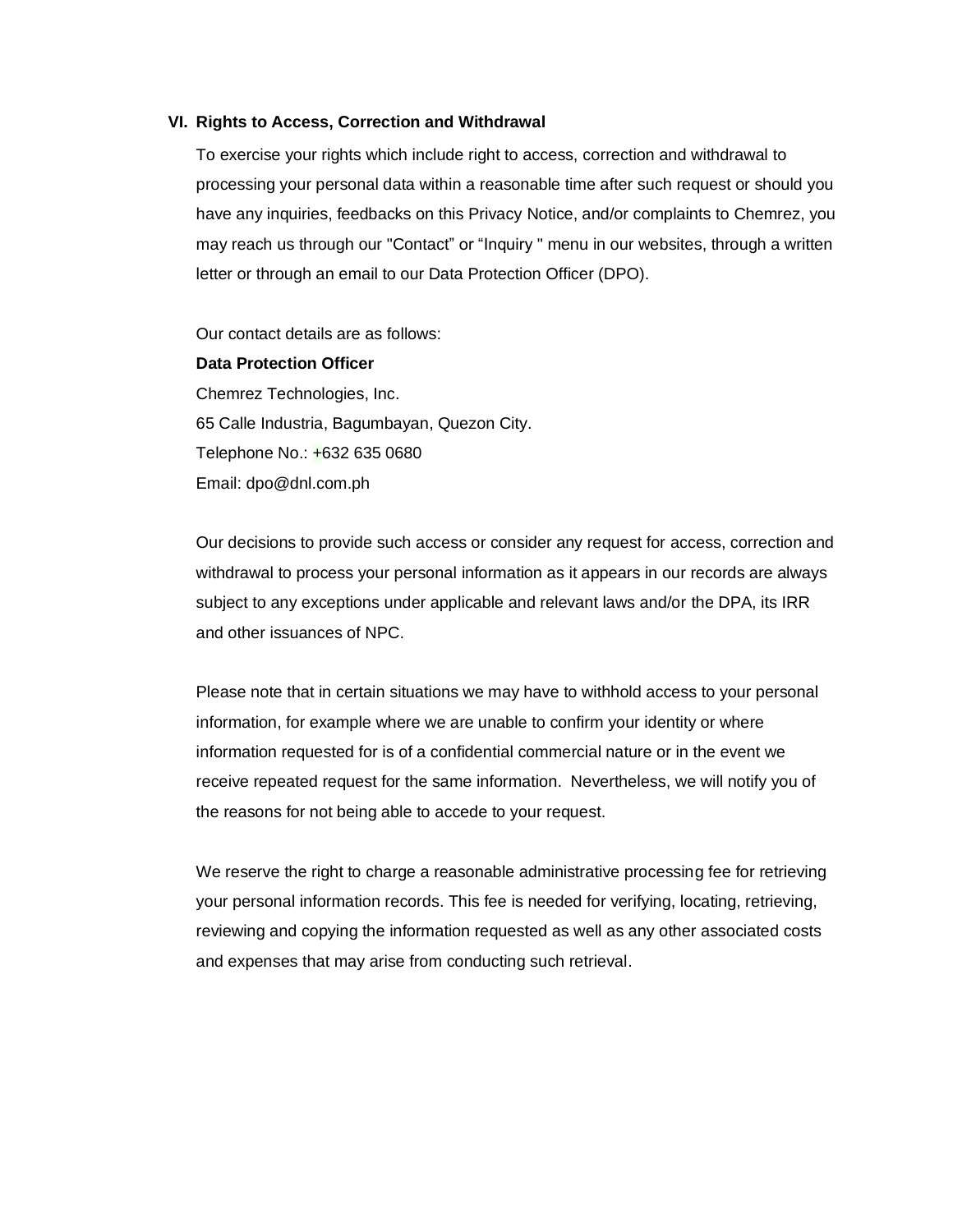## VI. Rights to Access, Correction and Withdrawal

To exercise your rights which include right to access, correction and withdrawal to processing your personal data within a reasonable time after such request or should you have any inquiries, feedbacks on this Privacy Notice, and/or complaints to Chemrez, you may reach us through our "Contact" or "Inquiry " menu in our websites, through a written letter or through an email to our Data Protection Officer (DPO).

Our contact details are as follows:

**Data Protection Officer**
Chemrez Technologies, Inc.
65 Calle Industria, Bagumbayan, Quezon City.
Telephone No.: +632 635 0680
Email: dpo@dnl.com.ph

Our decisions to provide such access or consider any request for access, correction and withdrawal to process your personal information as it appears in our records are always subject to any exceptions under applicable and relevant laws and/or the DPA, its IRR and other issuances of NPC.

Please note that in certain situations we may have to withhold access to your personal information, for example where we are unable to confirm your identity or where information requested for is of a confidential commercial nature or in the event we receive repeated request for the same information. Nevertheless, we will notify you of the reasons for not being able to accede to your request.

We reserve the right to charge a reasonable administrative processing fee for retrieving your personal information records. This fee is needed for verifying, locating, retrieving, reviewing and copying the information requested as well as any other associated costs and expenses that may arise from conducting such retrieval.